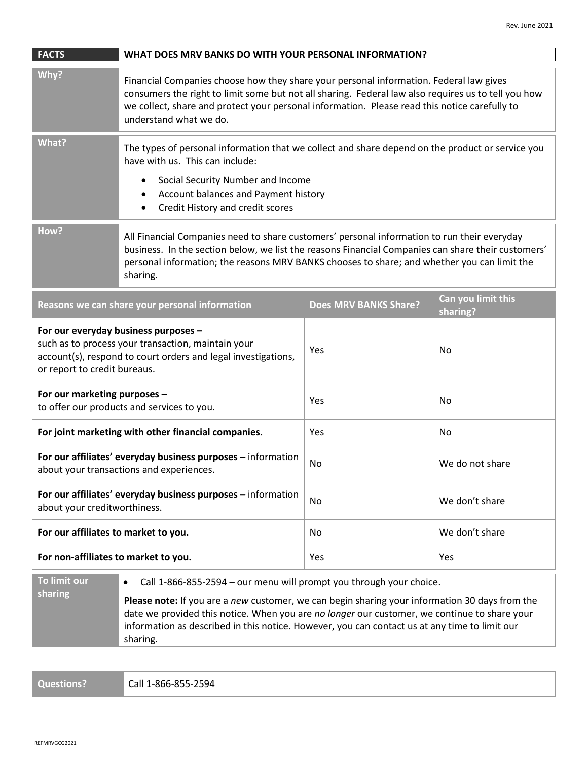Rev. June 2021

| FACTS | WHAT DOES MRV BANKS DO WITH YOUR PERSONAL INFORMATION? |
|---|---|

| | |
|---|---|
| **Why?** | Financial Companies choose how they share your personal information. Federal law gives consumers the right to limit some but not all sharing. Federal law also requires us to tell you how we collect, share and protect your personal information. Please read this notice carefully to understand what we do. |
| **What?** | The types of personal information that we collect and share depend on the product or service you have with us. This can include:<br>• Social Security Number and Income<br>• Account balances and Payment history<br>• Credit History and credit scores |
| **How?** | All Financial Companies need to share customers' personal information to run their everyday business. In the section below, we list the reasons Financial Companies can share their customers' personal information; the reasons MRV BANKS chooses to share; and whether you can limit the sharing. |

| Reasons we can share your personal information | Does MRV BANKS Share? | Can you limit this sharing? |
|---|---|---|
| **For our everyday business purposes –** such as to process your transaction, maintain your account(s), respond to court orders and legal investigations, or report to credit bureaus. | Yes | No |
| **For our marketing purposes –** to offer our products and services to you. | Yes | No |
| **For joint marketing with other financial companies.** | Yes | No |
| **For our affiliates' everyday business purposes –** information about your transactions and experiences. | No | We do not share |
| **For our affiliates' everyday business purposes –** information about your creditworthiness. | No | We don't share |
| **For our affiliates to market to you.** | No | We don't share |
| **For non-affiliates to market to you.** | Yes | Yes |

| | |
|---|---|
| **To limit our sharing** | • Call 1-866-855-2594 – our menu will prompt you through your choice.<br><br>**Please note:** If you are a *new* customer, we can begin sharing your information 30 days from the date we provided this notice. When you are *no longer* our customer, we continue to share your information as described in this notice. However, you can contact us at any time to limit our sharing. |

| | |
|---|---|
| **Questions?** | Call 1-866-855-2594 |

REFMRVGCG2021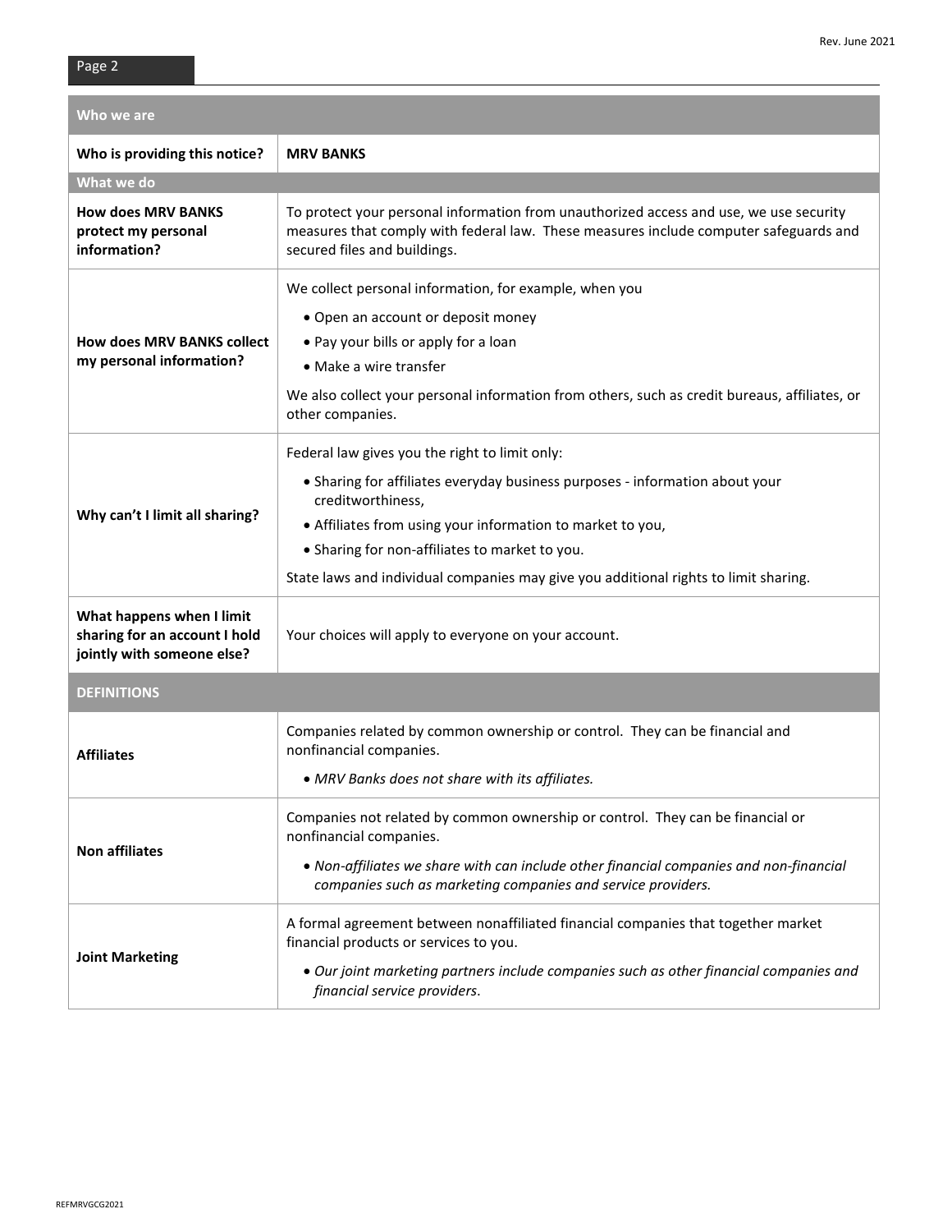| Who we are | |
|---|---|
| **Who is providing this notice?** | **MRV BANKS** |
| **What we do** | |
| **How does MRV BANKS protect my personal information?** | To protect your personal information from unauthorized access and use, we use security measures that comply with federal law. These measures include computer safeguards and secured files and buildings. |
| **How does MRV BANKS collect my personal information?** | We collect personal information, for example, when you<br>• Open an account or deposit money<br>• Pay your bills or apply for a loan<br>• Make a wire transfer<br>We also collect your personal information from others, such as credit bureaus, affiliates, or other companies. |
| **Why can't I limit all sharing?** | Federal law gives you the right to limit only:<br>• Sharing for affiliates everyday business purposes - information about your creditworthiness,<br>• Affiliates from using your information to market to you,<br>• Sharing for non-affiliates to market to you.<br>State laws and individual companies may give you additional rights to limit sharing. |
| **What happens when I limit sharing for an account I hold jointly with someone else?** | Your choices will apply to everyone on your account. |
| **DEFINITIONS** | |
| **Affiliates** | Companies related by common ownership or control. They can be financial and nonfinancial companies.<br>• *MRV Banks does not share with its affiliates.* |
| **Non affiliates** | Companies not related by common ownership or control. They can be financial or nonfinancial companies.<br>• *Non-affiliates we share with can include other financial companies and non-financial companies such as marketing companies and service providers.* |
| **Joint Marketing** | A formal agreement between nonaffiliated financial companies that together market financial products or services to you.<br>• *Our joint marketing partners include companies such as other financial companies and financial service providers.* |

REFMRVGCG2021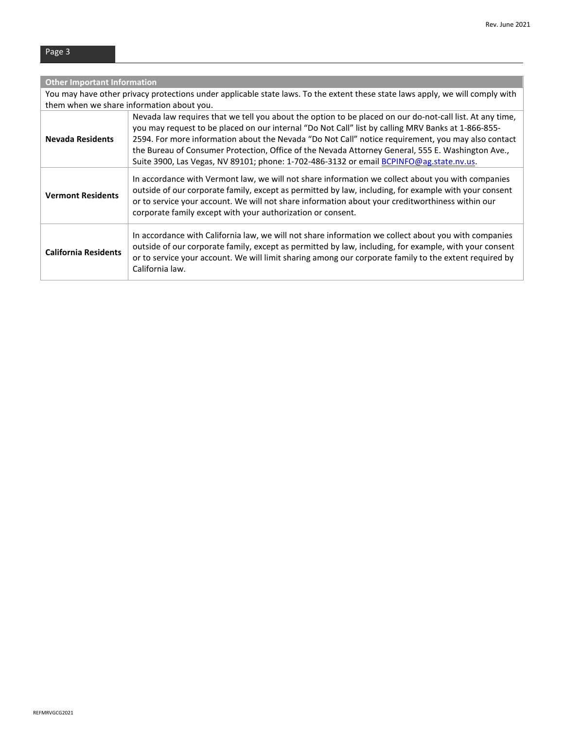## Other Important Information

You may have other privacy protections under applicable state laws. To the extent these state laws apply, we will comply with them when we share information about you.

| | |
|---|---|
| **Nevada Residents** | Nevada law requires that we tell you about the option to be placed on our do-not-call list. At any time, you may request to be placed on our internal "Do Not Call" list by calling MRV Banks at 1-866-855-2594. For more information about the Nevada "Do Not Call" notice requirement, you may also contact the Bureau of Consumer Protection, Office of the Nevada Attorney General, 555 E. Washington Ave., Suite 3900, Las Vegas, NV 89101; phone: 1-702-486-3132 or email BCPINFO@ag.state.nv.us. |
| **Vermont Residents** | In accordance with Vermont law, we will not share information we collect about you with companies outside of our corporate family, except as permitted by law, including, for example with your consent or to service your account. We will not share information about your creditworthiness within our corporate family except with your authorization or consent. |
| **California Residents** | In accordance with California law, we will not share information we collect about you with companies outside of our corporate family, except as permitted by law, including, for example, with your consent or to service your account. We will limit sharing among our corporate family to the extent required by California law. |